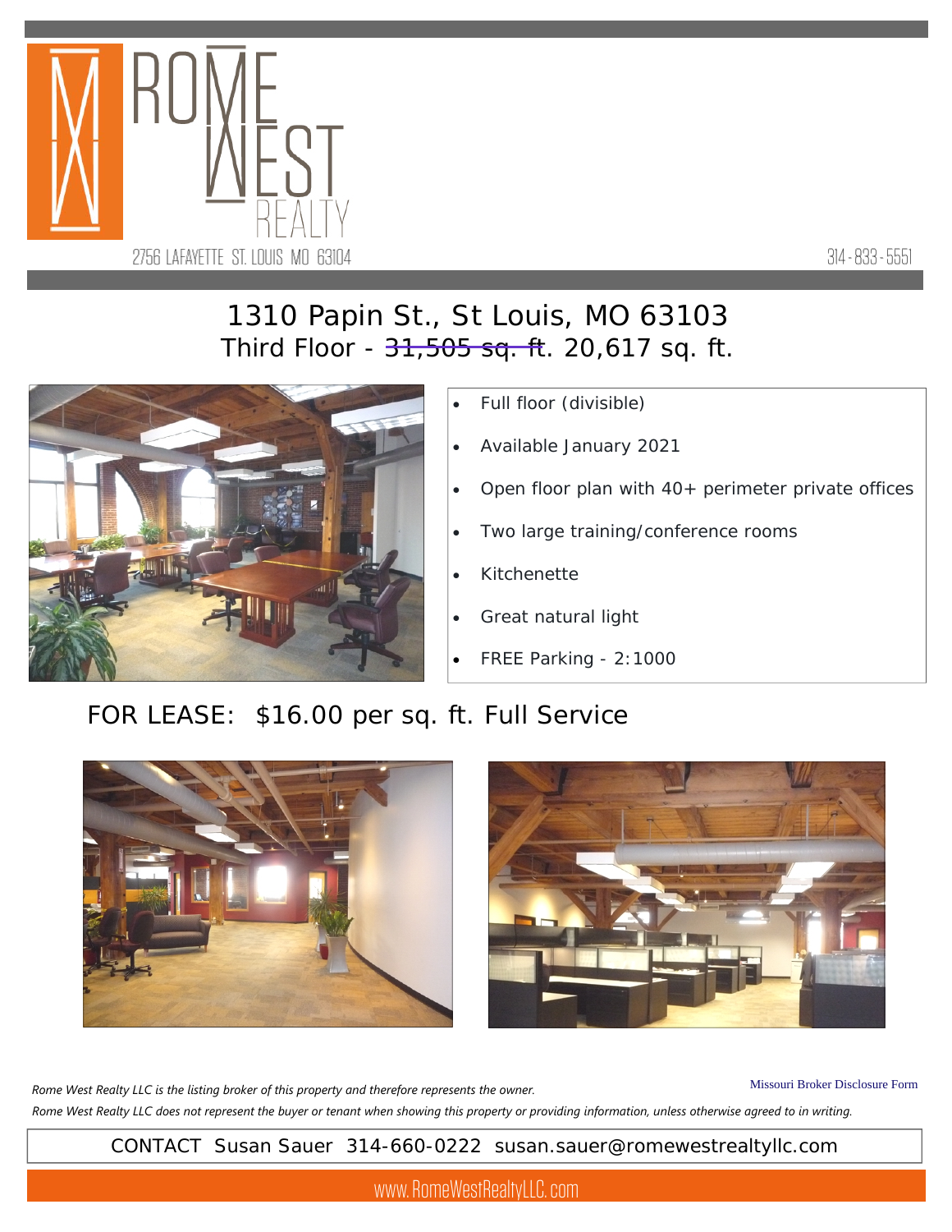ROME WEST REALTY

2756 LAFAYETTE ST. LOUIS MO 63104

314-833-5551

# 1310 Papin St., St Louis, MO 63103

## Third Floor - ~~31,505 sq. ft~~. 20,617 sq. ft.

- Full floor (divisible)
- Available January 2021
- Open floor plan with 40+ perimeter private offices
- Two large training/conference rooms
- Kitchenette
- Great natural light
- FREE Parking - 2:1000

## FOR LEASE: $16.00 per sq. ft. Full Service

*Rome West Realty LLC is the listing broker of this property and therefore represents the owner.*

Missouri Broker Disclosure Form

*Rome West Realty LLC does not represent the buyer or tenant when showing this property or providing information, unless otherwise agreed to in writing.*

CONTACT Susan Sauer 314-660-0222 susan.sauer@romewestrealtyllc.com

www.RomeWestRealtyLLC.com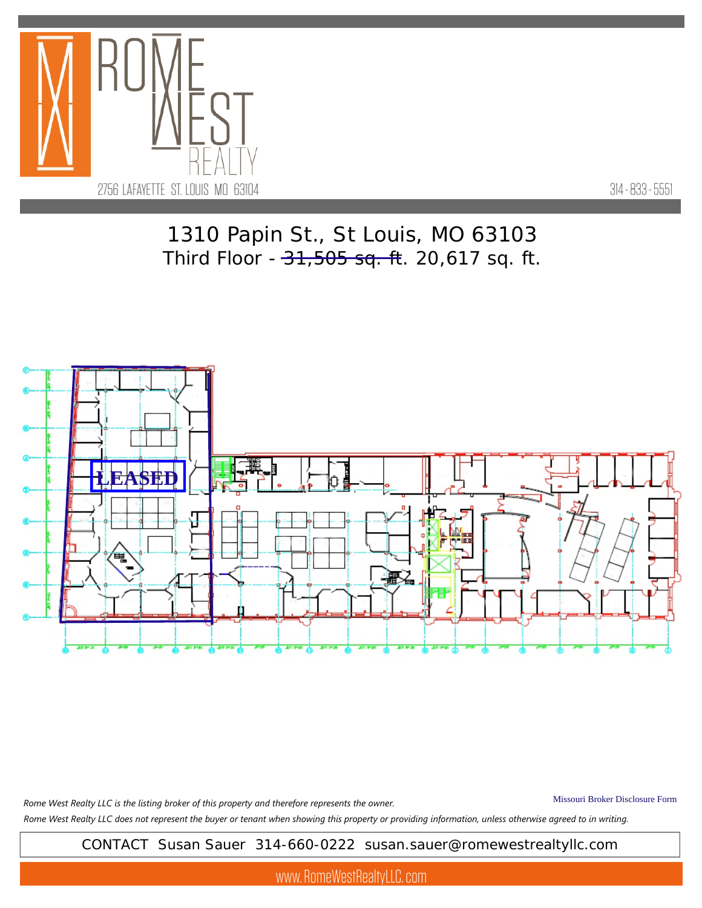ROME WEST REALTY

2756 LAFAYETTE ST. LOUIS MO 63104

314-833-5551

# 1310 Papin St., St Louis, MO 63103

## Third Floor - ~~31,505 sq. ft.~~ 20,617 sq. ft.

LEASED

*Rome West Realty LLC is the listing broker of this property and therefore represents the owner.*

Missouri Broker Disclosure Form

*Rome West Realty LLC does not represent the buyer or tenant when showing this property or providing information, unless otherwise agreed to in writing.*

CONTACT Susan Sauer 314-660-0222 susan.sauer@romewestrealtyllc.com

www.RomeWestRealtyLLC.com